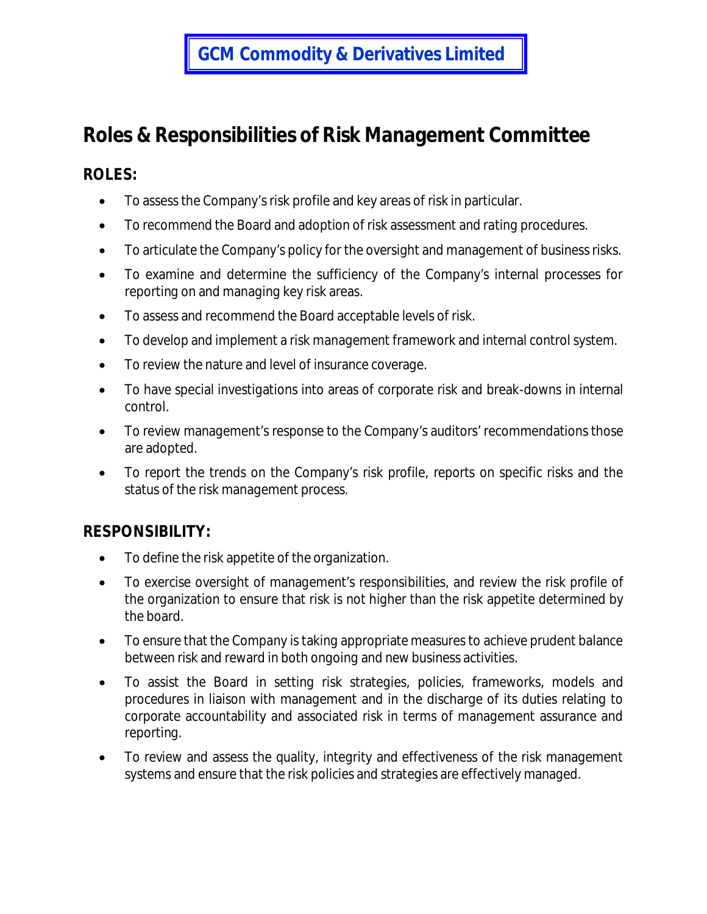**GCM Commodity & Derivatives Limited**

# Roles & Responsibilities of Risk Management Committee

## ROLES:

- To assess the Company's risk profile and key areas of risk in particular.
- To recommend the Board and adoption of risk assessment and rating procedures.
- To articulate the Company's policy for the oversight and management of business risks.
- To examine and determine the sufficiency of the Company's internal processes for reporting on and managing key risk areas.
- To assess and recommend the Board acceptable levels of risk.
- To develop and implement a risk management framework and internal control system.
- To review the nature and level of insurance coverage.
- To have special investigations into areas of corporate risk and break-downs in internal control.
- To review management's response to the Company's auditors' recommendations those are adopted.
- To report the trends on the Company's risk profile, reports on specific risks and the status of the risk management process.

## RESPONSIBILITY:

- To define the risk appetite of the organization.
- To exercise oversight of management's responsibilities, and review the risk profile of the organization to ensure that risk is not higher than the risk appetite determined by the board.
- To ensure that the Company is taking appropriate measures to achieve prudent balance between risk and reward in both ongoing and new business activities.
- To assist the Board in setting risk strategies, policies, frameworks, models and procedures in liaison with management and in the discharge of its duties relating to corporate accountability and associated risk in terms of management assurance and reporting.
- To review and assess the quality, integrity and effectiveness of the risk management systems and ensure that the risk policies and strategies are effectively managed.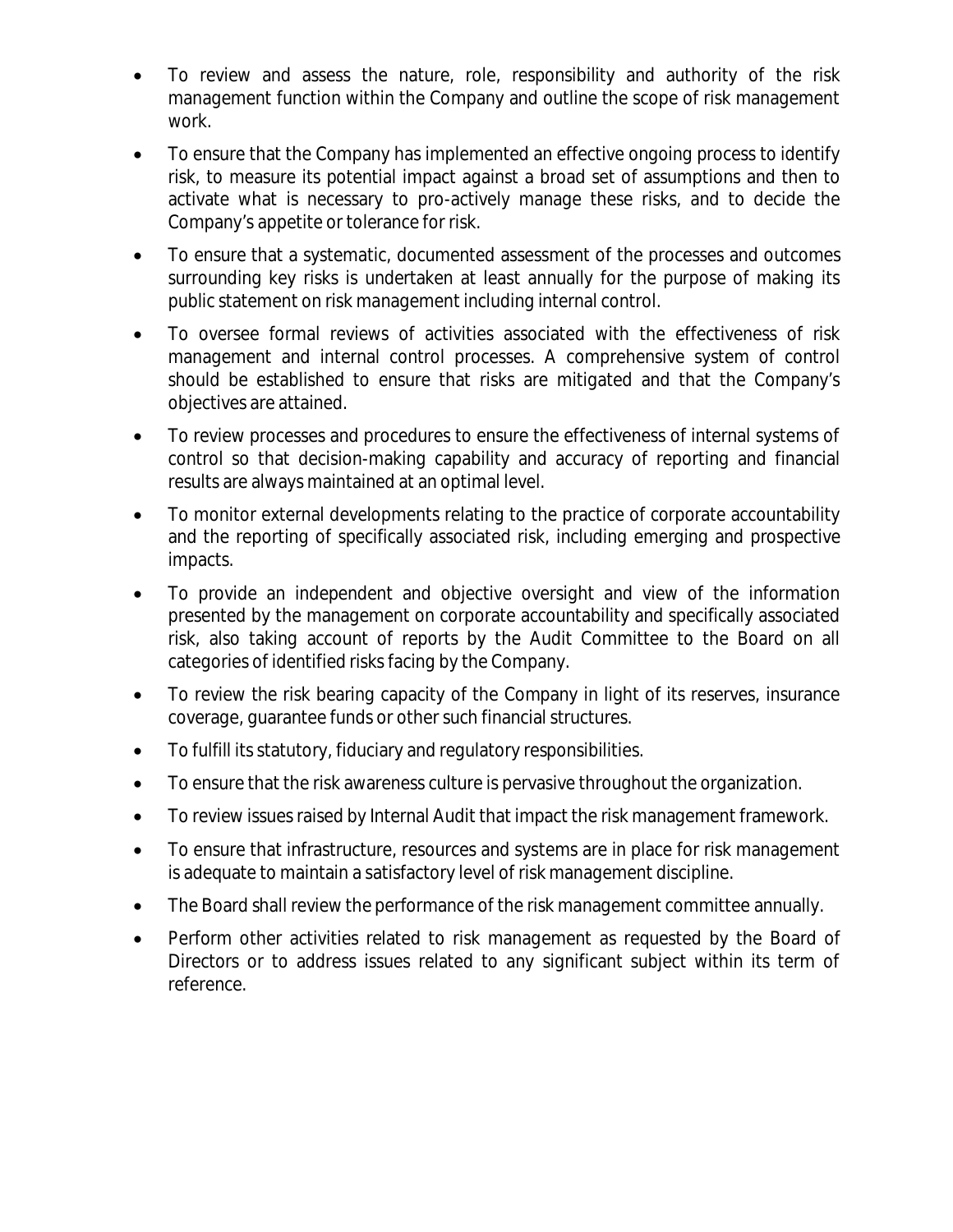- To review and assess the nature, role, responsibility and authority of the risk management function within the Company and outline the scope of risk management work.
- To ensure that the Company has implemented an effective ongoing process to identify risk, to measure its potential impact against a broad set of assumptions and then to activate what is necessary to pro-actively manage these risks, and to decide the Company's appetite or tolerance for risk.
- To ensure that a systematic, documented assessment of the processes and outcomes surrounding key risks is undertaken at least annually for the purpose of making its public statement on risk management including internal control.
- To oversee formal reviews of activities associated with the effectiveness of risk management and internal control processes. A comprehensive system of control should be established to ensure that risks are mitigated and that the Company's objectives are attained.
- To review processes and procedures to ensure the effectiveness of internal systems of control so that decision-making capability and accuracy of reporting and financial results are always maintained at an optimal level.
- To monitor external developments relating to the practice of corporate accountability and the reporting of specifically associated risk, including emerging and prospective impacts.
- To provide an independent and objective oversight and view of the information presented by the management on corporate accountability and specifically associated risk, also taking account of reports by the Audit Committee to the Board on all categories of identified risks facing by the Company.
- To review the risk bearing capacity of the Company in light of its reserves, insurance coverage, guarantee funds or other such financial structures.
- To fulfill its statutory, fiduciary and regulatory responsibilities.
- To ensure that the risk awareness culture is pervasive throughout the organization.
- To review issues raised by Internal Audit that impact the risk management framework.
- To ensure that infrastructure, resources and systems are in place for risk management is adequate to maintain a satisfactory level of risk management discipline.
- The Board shall review the performance of the risk management committee annually.
- Perform other activities related to risk management as requested by the Board of Directors or to address issues related to any significant subject within its term of reference.